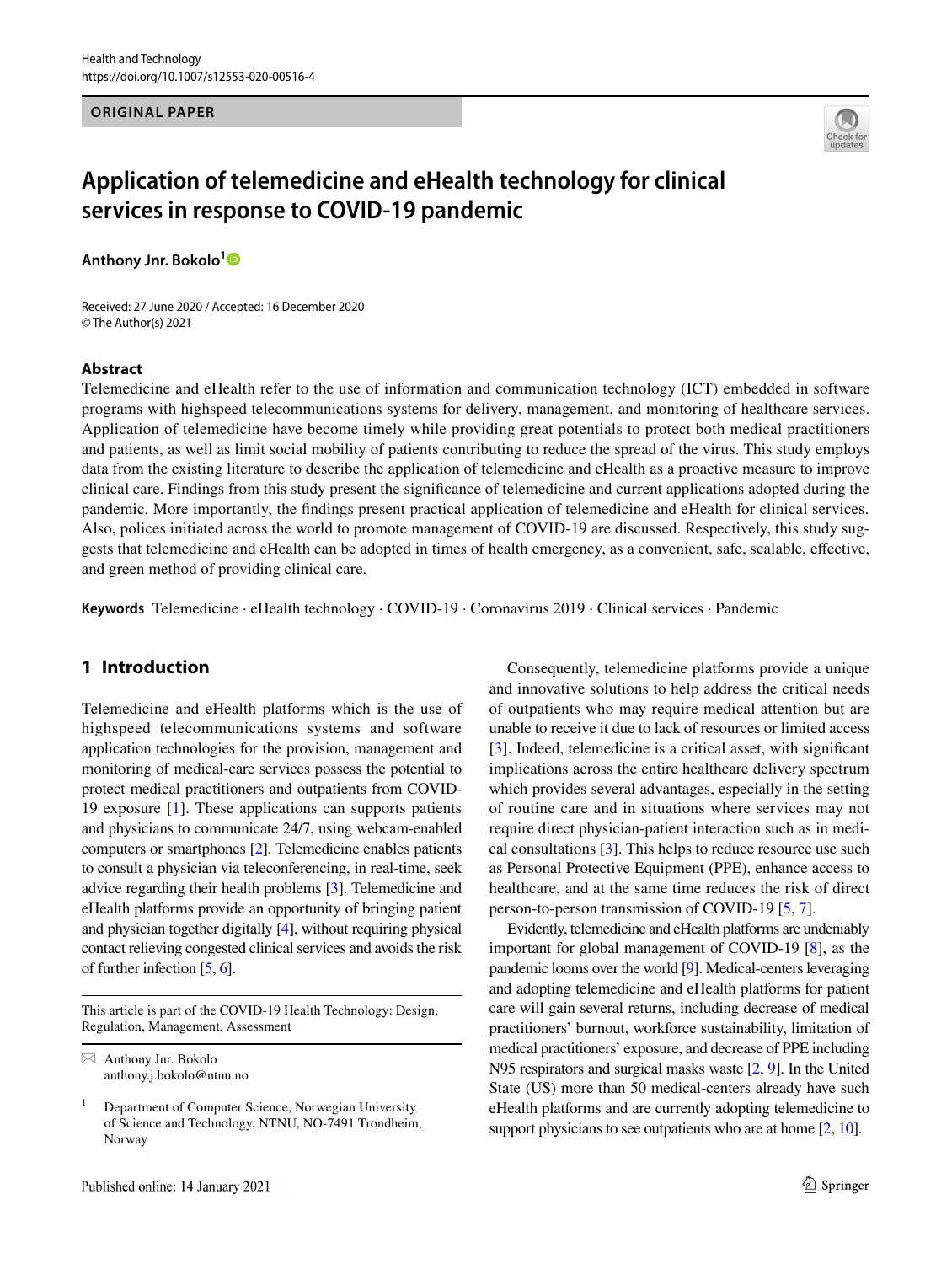ORIGINAL PAPER

# Application of telemedicine and eHealth technology for clinical services in response to COVID-19 pandemic

**Anthony Jnr. Bokolo**[1]

Received: 27 June 2020 / Accepted: 16 December 2020
© The Author(s) 2021

## Abstract

Telemedicine and eHealth refer to the use of information and communication technology (ICT) embedded in software programs with highspeed telecommunications systems for delivery, management, and monitoring of healthcare services. Application of telemedicine have become timely while providing great potentials to protect both medical practitioners and patients, as well as limit social mobility of patients contributing to reduce the spread of the virus. This study employs data from the existing literature to describe the application of telemedicine and eHealth as a proactive measure to improve clinical care. Findings from this study present the significance of telemedicine and current applications adopted during the pandemic. More importantly, the findings present practical application of telemedicine and eHealth for clinical services. Also, polices initiated across the world to promote management of COVID-19 are discussed. Respectively, this study suggests that telemedicine and eHealth can be adopted in times of health emergency, as a convenient, safe, scalable, effective, and green method of providing clinical care.

**Keywords** Telemedicine · eHealth technology · COVID-19 · Coronavirus 2019 · Clinical services · Pandemic

## 1 Introduction

Telemedicine and eHealth platforms which is the use of highspeed telecommunications systems and software application technologies for the provision, management and monitoring of medical-care services possess the potential to protect medical practitioners and outpatients from COVID-19 exposure [1]. These applications can supports patients and physicians to communicate 24/7, using webcam-enabled computers or smartphones [2]. Telemedicine enables patients to consult a physician via teleconferencing, in real-time, seek advice regarding their health problems [3]. Telemedicine and eHealth platforms provide an opportunity of bringing patient and physician together digitally [4], without requiring physical contact relieving congested clinical services and avoids the risk of further infection [5, 6].

Consequently, telemedicine platforms provide a unique and innovative solutions to help address the critical needs of outpatients who may require medical attention but are unable to receive it due to lack of resources or limited access [3]. Indeed, telemedicine is a critical asset, with significant implications across the entire healthcare delivery spectrum which provides several advantages, especially in the setting of routine care and in situations where services may not require direct physician-patient interaction such as in medical consultations [3]. This helps to reduce resource use such as Personal Protective Equipment (PPE), enhance access to healthcare, and at the same time reduces the risk of direct person-to-person transmission of COVID-19 [5, 7].

Evidently, telemedicine and eHealth platforms are undeniably important for global management of COVID-19 [8], as the pandemic looms over the world [9]. Medical-centers leveraging and adopting telemedicine and eHealth platforms for patient care will gain several returns, including decrease of medical practitioners' burnout, workforce sustainability, limitation of medical practitioners' exposure, and decrease of PPE including N95 respirators and surgical masks waste [2, 9]. In the United State (US) more than 50 medical-centers already have such eHealth platforms and are currently adopting telemedicine to support physicians to see outpatients who are at home [2, 10].

This article is part of the COVID-19 Health Technology: Design, Regulation, Management, Assessment

✉ Anthony Jnr. Bokolo
anthony.j.bokolo@ntnu.no

[1] Department of Computer Science, Norwegian University of Science and Technology, NTNU, NO-7491 Trondheim, Norway

Published online: 14 January 2021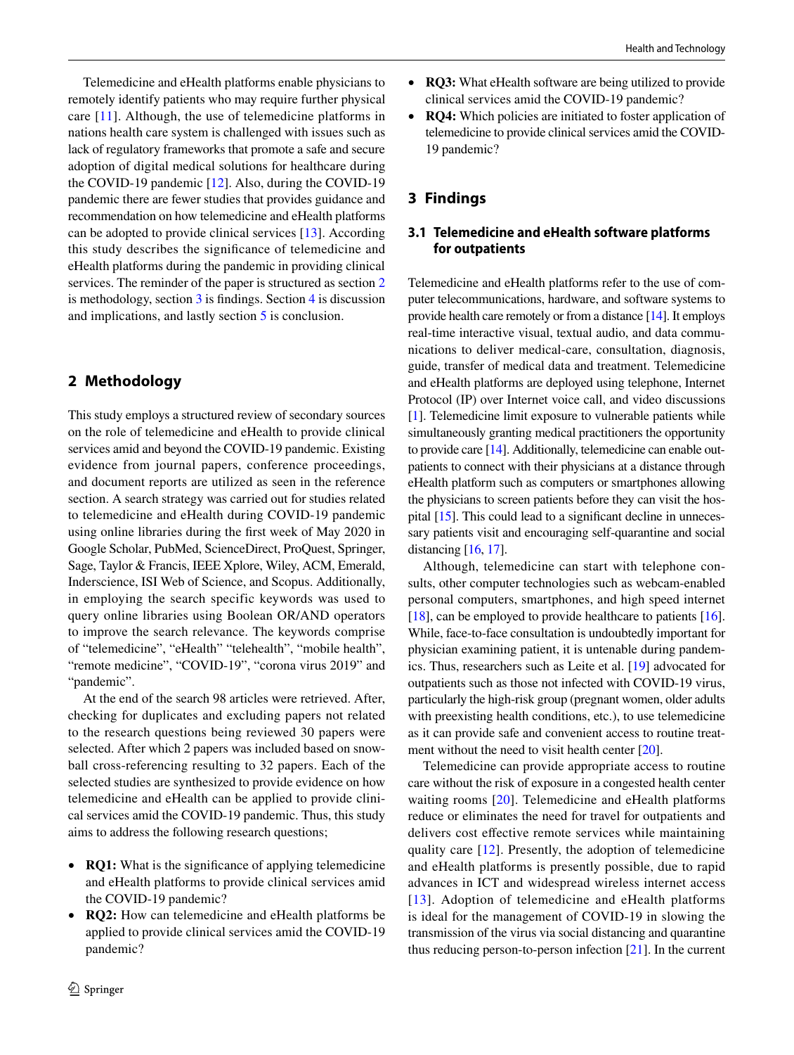Telemedicine and eHealth platforms enable physicians to remotely identify patients who may require further physical care [11]. Although, the use of telemedicine platforms in nations health care system is challenged with issues such as lack of regulatory frameworks that promote a safe and secure adoption of digital medical solutions for healthcare during the COVID-19 pandemic [12]. Also, during the COVID-19 pandemic there are fewer studies that provides guidance and recommendation on how telemedicine and eHealth platforms can be adopted to provide clinical services [13]. According this study describes the significance of telemedicine and eHealth platforms during the pandemic in providing clinical services. The reminder of the paper is structured as section 2 is methodology, section 3 is findings. Section 4 is discussion and implications, and lastly section 5 is conclusion.

## 2 Methodology

This study employs a structured review of secondary sources on the role of telemedicine and eHealth to provide clinical services amid and beyond the COVID-19 pandemic. Existing evidence from journal papers, conference proceedings, and document reports are utilized as seen in the reference section. A search strategy was carried out for studies related to telemedicine and eHealth during COVID-19 pandemic using online libraries during the first week of May 2020 in Google Scholar, PubMed, ScienceDirect, ProQuest, Springer, Sage, Taylor & Francis, IEEE Xplore, Wiley, ACM, Emerald, Inderscience, ISI Web of Science, and Scopus. Additionally, in employing the search specific keywords was used to query online libraries using Boolean OR/AND operators to improve the search relevance. The keywords comprise of "telemedicine", "eHealth" "telehealth", "mobile health", "remote medicine", "COVID-19", "corona virus 2019" and "pandemic".

At the end of the search 98 articles were retrieved. After, checking for duplicates and excluding papers not related to the research questions being reviewed 30 papers were selected. After which 2 papers was included based on snowball cross-referencing resulting to 32 papers. Each of the selected studies are synthesized to provide evidence on how telemedicine and eHealth can be applied to provide clinical services amid the COVID-19 pandemic. Thus, this study aims to address the following research questions;

- **RQ1:** What is the significance of applying telemedicine and eHealth platforms to provide clinical services amid the COVID-19 pandemic?
- **RQ2:** How can telemedicine and eHealth platforms be applied to provide clinical services amid the COVID-19 pandemic?
- **RQ3:** What eHealth software are being utilized to provide clinical services amid the COVID-19 pandemic?
- **RQ4:** Which policies are initiated to foster application of telemedicine to provide clinical services amid the COVID-19 pandemic?

## 3 Findings

### 3.1 Telemedicine and eHealth software platforms for outpatients

Telemedicine and eHealth platforms refer to the use of computer telecommunications, hardware, and software systems to provide health care remotely or from a distance [14]. It employs real-time interactive visual, textual audio, and data communications to deliver medical-care, consultation, diagnosis, guide, transfer of medical data and treatment. Telemedicine and eHealth platforms are deployed using telephone, Internet Protocol (IP) over Internet voice call, and video discussions [1]. Telemedicine limit exposure to vulnerable patients while simultaneously granting medical practitioners the opportunity to provide care [14]. Additionally, telemedicine can enable outpatients to connect with their physicians at a distance through eHealth platform such as computers or smartphones allowing the physicians to screen patients before they can visit the hospital [15]. This could lead to a significant decline in unnecessary patients visit and encouraging self-quarantine and social distancing [16, 17].

Although, telemedicine can start with telephone consults, other computer technologies such as webcam-enabled personal computers, smartphones, and high speed internet [18], can be employed to provide healthcare to patients [16]. While, face-to-face consultation is undoubtedly important for physician examining patient, it is untenable during pandemics. Thus, researchers such as Leite et al. [19] advocated for outpatients such as those not infected with COVID-19 virus, particularly the high-risk group (pregnant women, older adults with preexisting health conditions, etc.), to use telemedicine as it can provide safe and convenient access to routine treatment without the need to visit health center [20].

Telemedicine can provide appropriate access to routine care without the risk of exposure in a congested health center waiting rooms [20]. Telemedicine and eHealth platforms reduce or eliminates the need for travel for outpatients and delivers cost effective remote services while maintaining quality care [12]. Presently, the adoption of telemedicine and eHealth platforms is presently possible, due to rapid advances in ICT and widespread wireless internet access [13]. Adoption of telemedicine and eHealth platforms is ideal for the management of COVID-19 in slowing the transmission of the virus via social distancing and quarantine thus reducing person-to-person infection [21]. In the current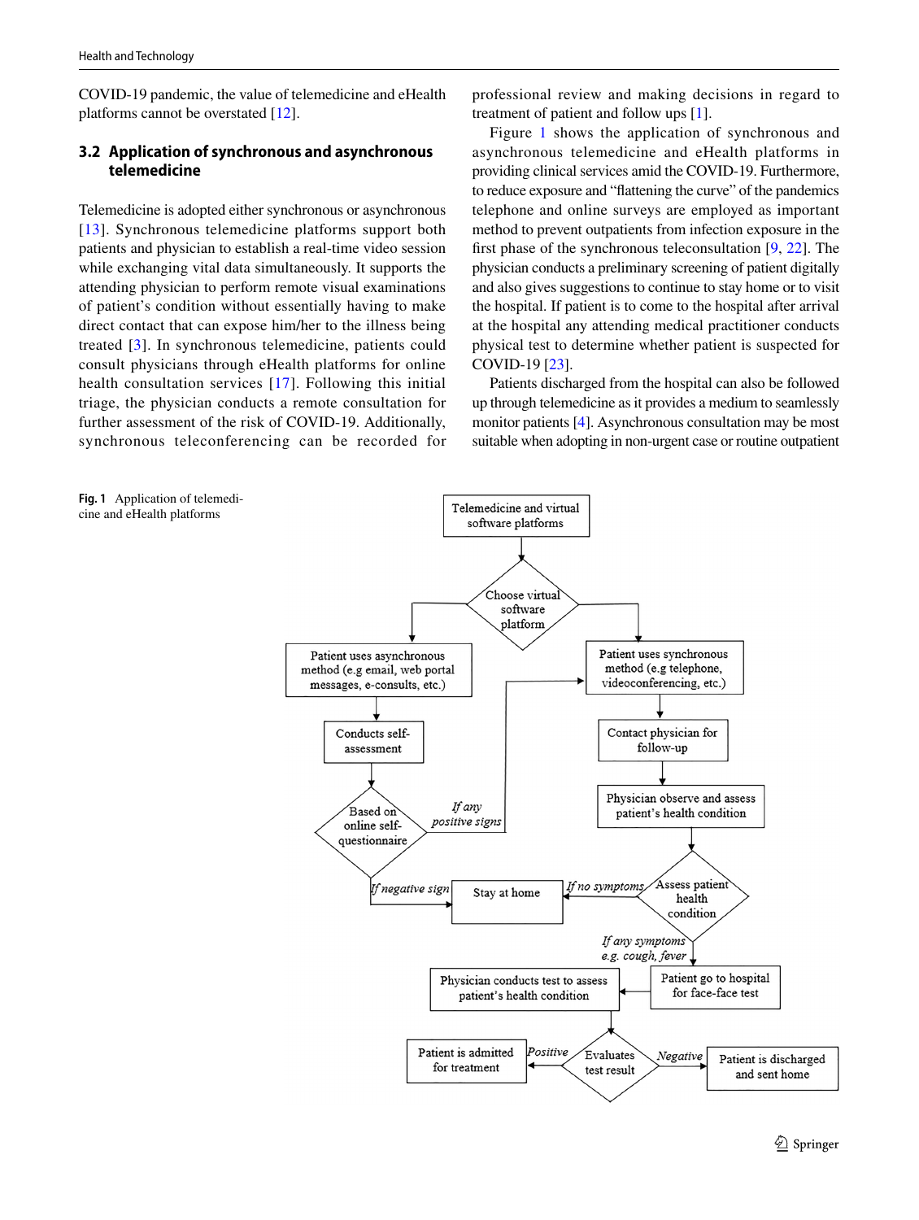COVID-19 pandemic, the value of telemedicine and eHealth platforms cannot be overstated [12].

### 3.2 Application of synchronous and asynchronous telemedicine

Telemedicine is adopted either synchronous or asynchronous [13]. Synchronous telemedicine platforms support both patients and physician to establish a real-time video session while exchanging vital data simultaneously. It supports the attending physician to perform remote visual examinations of patient's condition without essentially having to make direct contact that can expose him/her to the illness being treated [3]. In synchronous telemedicine, patients could consult physicians through eHealth platforms for online health consultation services [17]. Following this initial triage, the physician conducts a remote consultation for further assessment of the risk of COVID-19. Additionally, synchronous teleconferencing can be recorded for professional review and making decisions in regard to treatment of patient and follow ups [1].

Figure 1 shows the application of synchronous and asynchronous telemedicine and eHealth platforms in providing clinical services amid the COVID-19. Furthermore, to reduce exposure and "flattening the curve" of the pandemics telephone and online surveys are employed as important method to prevent outpatients from infection exposure in the first phase of the synchronous teleconsultation [9, 22]. The physician conducts a preliminary screening of patient digitally and also gives suggestions to continue to stay home or to visit the hospital. If patient is to come to the hospital after arrival at the hospital any attending medical practitioner conducts physical test to determine whether patient is suspected for COVID-19 [23].

Patients discharged from the hospital can also be followed up through telemedicine as it provides a medium to seamlessly monitor patients [4]. Asynchronous consultation may be most suitable when adopting in non-urgent case or routine outpatient

**Fig. 1** Application of telemedicine and eHealth platforms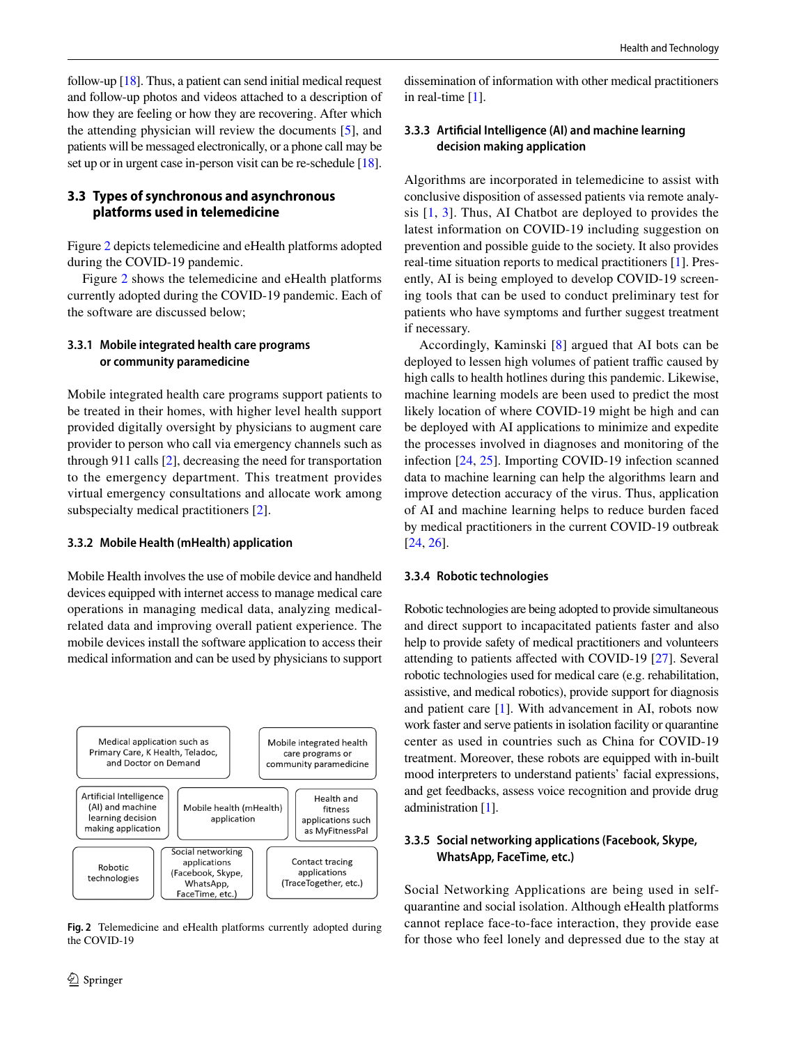follow-up [18]. Thus, a patient can send initial medical request and follow-up photos and videos attached to a description of how they are feeling or how they are recovering. After which the attending physician will review the documents [5], and patients will be messaged electronically, or a phone call may be set up or in urgent case in-person visit can be re-schedule [18].

## 3.3 Types of synchronous and asynchronous platforms used in telemedicine

Figure 2 depicts telemedicine and eHealth platforms adopted during the COVID-19 pandemic.

Figure 2 shows the telemedicine and eHealth platforms currently adopted during the COVID-19 pandemic. Each of the software are discussed below;

### 3.3.1 Mobile integrated health care programs or community paramedicine

Mobile integrated health care programs support patients to be treated in their homes, with higher level health support provided digitally oversight by physicians to augment care provider to person who call via emergency channels such as through 911 calls [2], decreasing the need for transportation to the emergency department. This treatment provides virtual emergency consultations and allocate work among subspecialty medical practitioners [2].

### 3.3.2 Mobile Health (mHealth) application

Mobile Health involves the use of mobile device and handheld devices equipped with internet access to manage medical care operations in managing medical data, analyzing medical-related data and improving overall patient experience. The mobile devices install the software application to access their medical information and can be used by physicians to support dissemination of information with other medical practitioners in real-time [1].

Medical application such as Primary Care, K Health, Teladoc, and Doctor on Demand

Mobile integrated health care programs or community paramedicine

Artificial Intelligence (AI) and machine learning decision making application

Mobile health (mHealth) application

Health and fitness applications such as MyFitnessPal

Robotic technologies

Social networking applications (Facebook, Skype, WhatsApp, FaceTime, etc.)

Contact tracing applications (TraceTogether, etc.)

**Fig. 2** Telemedicine and eHealth platforms currently adopted during the COVID-19

### 3.3.3 Artificial Intelligence (AI) and machine learning decision making application

Algorithms are incorporated in telemedicine to assist with conclusive disposition of assessed patients via remote analysis [1, 3]. Thus, AI Chatbot are deployed to provides the latest information on COVID-19 including suggestion on prevention and possible guide to the society. It also provides real-time situation reports to medical practitioners [1]. Presently, AI is being employed to develop COVID-19 screening tools that can be used to conduct preliminary test for patients who have symptoms and further suggest treatment if necessary.

Accordingly, Kaminski [8] argued that AI bots can be deployed to lessen high volumes of patient traffic caused by high calls to health hotlines during this pandemic. Likewise, machine learning models are been used to predict the most likely location of where COVID-19 might be high and can be deployed with AI applications to minimize and expedite the processes involved in diagnoses and monitoring of the infection [24, 25]. Importing COVID-19 infection scanned data to machine learning can help the algorithms learn and improve detection accuracy of the virus. Thus, application of AI and machine learning helps to reduce burden faced by medical practitioners in the current COVID-19 outbreak [24, 26].

### 3.3.4 Robotic technologies

Robotic technologies are being adopted to provide simultaneous and direct support to incapacitated patients faster and also help to provide safety of medical practitioners and volunteers attending to patients affected with COVID-19 [27]. Several robotic technologies used for medical care (e.g. rehabilitation, assistive, and medical robotics), provide support for diagnosis and patient care [1]. With advancement in AI, robots now work faster and serve patients in isolation facility or quarantine center as used in countries such as China for COVID-19 treatment. Moreover, these robots are equipped with in-built mood interpreters to understand patients' facial expressions, and get feedbacks, assess voice recognition and provide drug administration [1].

### 3.3.5 Social networking applications (Facebook, Skype, WhatsApp, FaceTime, etc.)

Social Networking Applications are being used in self-quarantine and social isolation. Although eHealth platforms cannot replace face-to-face interaction, they provide ease for those who feel lonely and depressed due to the stay at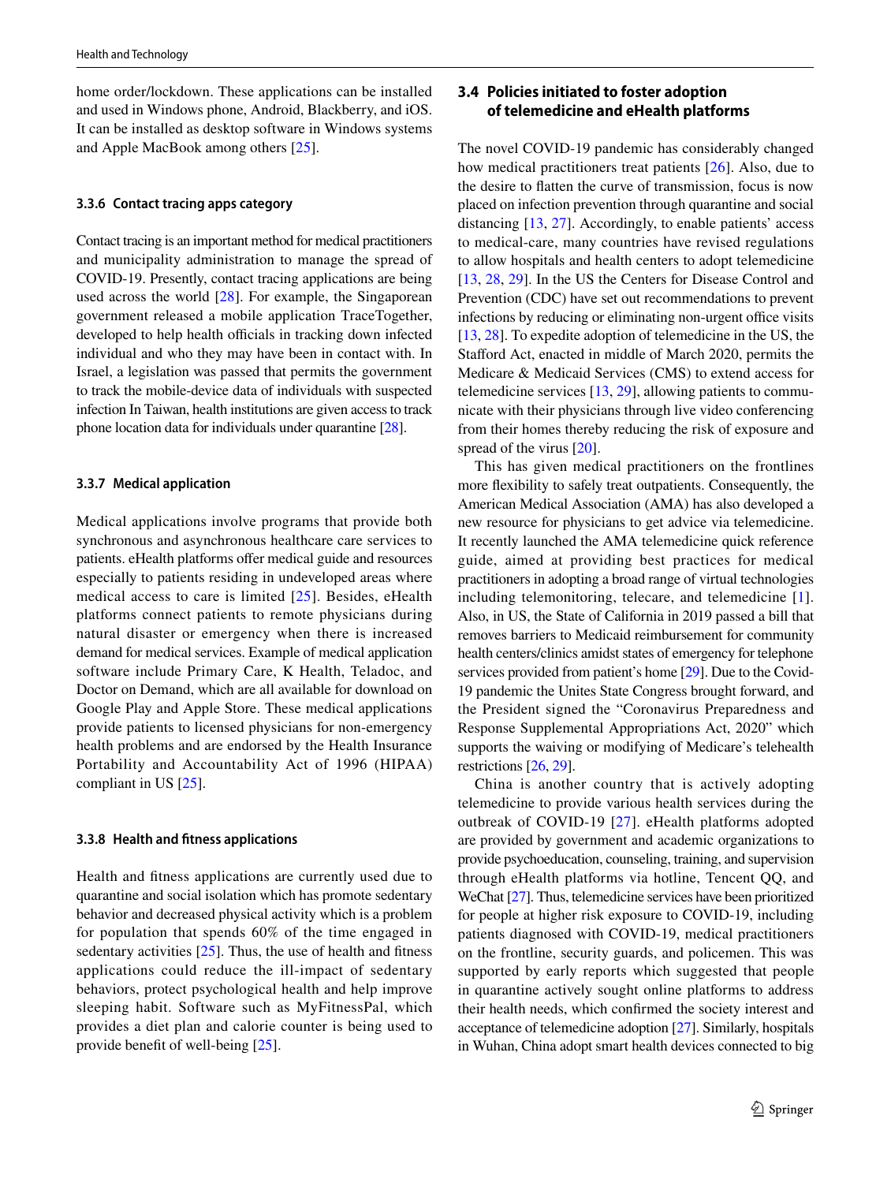home order/lockdown. These applications can be installed and used in Windows phone, Android, Blackberry, and iOS. It can be installed as desktop software in Windows systems and Apple MacBook among others [25].

#### 3.3.6 Contact tracing apps category

Contact tracing is an important method for medical practitioners and municipality administration to manage the spread of COVID-19. Presently, contact tracing applications are being used across the world [28]. For example, the Singaporean government released a mobile application TraceTogether, developed to help health officials in tracking down infected individual and who they may have been in contact with. In Israel, a legislation was passed that permits the government to track the mobile-device data of individuals with suspected infection In Taiwan, health institutions are given access to track phone location data for individuals under quarantine [28].

#### 3.3.7 Medical application

Medical applications involve programs that provide both synchronous and asynchronous healthcare care services to patients. eHealth platforms offer medical guide and resources especially to patients residing in undeveloped areas where medical access to care is limited [25]. Besides, eHealth platforms connect patients to remote physicians during natural disaster or emergency when there is increased demand for medical services. Example of medical application software include Primary Care, K Health, Teladoc, and Doctor on Demand, which are all available for download on Google Play and Apple Store. These medical applications provide patients to licensed physicians for non-emergency health problems and are endorsed by the Health Insurance Portability and Accountability Act of 1996 (HIPAA) compliant in US [25].

#### 3.3.8 Health and fitness applications

Health and fitness applications are currently used due to quarantine and social isolation which has promote sedentary behavior and decreased physical activity which is a problem for population that spends 60% of the time engaged in sedentary activities [25]. Thus, the use of health and fitness applications could reduce the ill-impact of sedentary behaviors, protect psychological health and help improve sleeping habit. Software such as MyFitnessPal, which provides a diet plan and calorie counter is being used to provide benefit of well-being [25].

### 3.4 Policies initiated to foster adoption of telemedicine and eHealth platforms

The novel COVID-19 pandemic has considerably changed how medical practitioners treat patients [26]. Also, due to the desire to flatten the curve of transmission, focus is now placed on infection prevention through quarantine and social distancing [13, 27]. Accordingly, to enable patients' access to medical-care, many countries have revised regulations to allow hospitals and health centers to adopt telemedicine [13, 28, 29]. In the US the Centers for Disease Control and Prevention (CDC) have set out recommendations to prevent infections by reducing or eliminating non-urgent office visits [13, 28]. To expedite adoption of telemedicine in the US, the Stafford Act, enacted in middle of March 2020, permits the Medicare & Medicaid Services (CMS) to extend access for telemedicine services [13, 29], allowing patients to communicate with their physicians through live video conferencing from their homes thereby reducing the risk of exposure and spread of the virus [20].

This has given medical practitioners on the frontlines more flexibility to safely treat outpatients. Consequently, the American Medical Association (AMA) has also developed a new resource for physicians to get advice via telemedicine. It recently launched the AMA telemedicine quick reference guide, aimed at providing best practices for medical practitioners in adopting a broad range of virtual technologies including telemonitoring, telecare, and telemedicine [1]. Also, in US, the State of California in 2019 passed a bill that removes barriers to Medicaid reimbursement for community health centers/clinics amidst states of emergency for telephone services provided from patient's home [29]. Due to the Covid-19 pandemic the Unites State Congress brought forward, and the President signed the "Coronavirus Preparedness and Response Supplemental Appropriations Act, 2020" which supports the waiving or modifying of Medicare's telehealth restrictions [26, 29].

China is another country that is actively adopting telemedicine to provide various health services during the outbreak of COVID-19 [27]. eHealth platforms adopted are provided by government and academic organizations to provide psychoeducation, counseling, training, and supervision through eHealth platforms via hotline, Tencent QQ, and WeChat [27]. Thus, telemedicine services have been prioritized for people at higher risk exposure to COVID-19, including patients diagnosed with COVID-19, medical practitioners on the frontline, security guards, and policemen. This was supported by early reports which suggested that people in quarantine actively sought online platforms to address their health needs, which confirmed the society interest and acceptance of telemedicine adoption [27]. Similarly, hospitals in Wuhan, China adopt smart health devices connected to big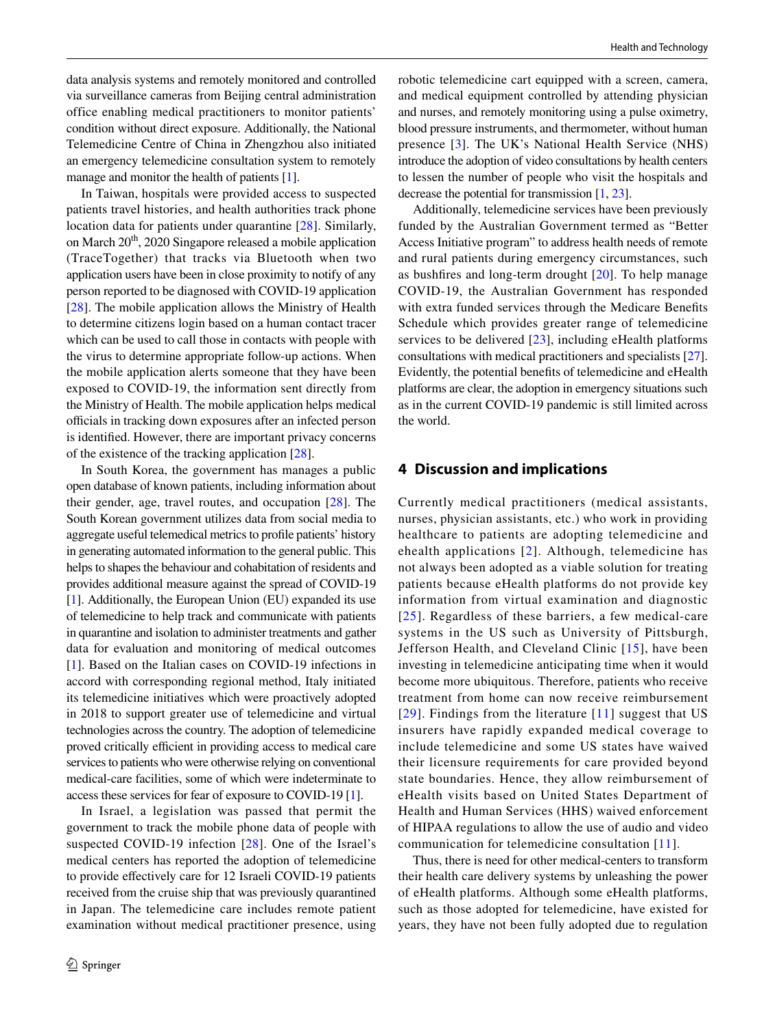data analysis systems and remotely monitored and controlled via surveillance cameras from Beijing central administration office enabling medical practitioners to monitor patients' condition without direct exposure. Additionally, the National Telemedicine Centre of China in Zhengzhou also initiated an emergency telemedicine consultation system to remotely manage and monitor the health of patients [1].

In Taiwan, hospitals were provided access to suspected patients travel histories, and health authorities track phone location data for patients under quarantine [28]. Similarly, on March 20th, 2020 Singapore released a mobile application (TraceTogether) that tracks via Bluetooth when two application users have been in close proximity to notify of any person reported to be diagnosed with COVID-19 application [28]. The mobile application allows the Ministry of Health to determine citizens login based on a human contact tracer which can be used to call those in contacts with people with the virus to determine appropriate follow-up actions. When the mobile application alerts someone that they have been exposed to COVID-19, the information sent directly from the Ministry of Health. The mobile application helps medical officials in tracking down exposures after an infected person is identified. However, there are important privacy concerns of the existence of the tracking application [28].

In South Korea, the government has manages a public open database of known patients, including information about their gender, age, travel routes, and occupation [28]. The South Korean government utilizes data from social media to aggregate useful telemedical metrics to profile patients' history in generating automated information to the general public. This helps to shapes the behaviour and cohabitation of residents and provides additional measure against the spread of COVID-19 [1]. Additionally, the European Union (EU) expanded its use of telemedicine to help track and communicate with patients in quarantine and isolation to administer treatments and gather data for evaluation and monitoring of medical outcomes [1]. Based on the Italian cases on COVID-19 infections in accord with corresponding regional method, Italy initiated its telemedicine initiatives which were proactively adopted in 2018 to support greater use of telemedicine and virtual technologies across the country. The adoption of telemedicine proved critically efficient in providing access to medical care services to patients who were otherwise relying on conventional medical-care facilities, some of which were indeterminate to access these services for fear of exposure to COVID-19 [1].

In Israel, a legislation was passed that permit the government to track the mobile phone data of people with suspected COVID-19 infection [28]. One of the Israel's medical centers has reported the adoption of telemedicine to provide effectively care for 12 Israeli COVID-19 patients received from the cruise ship that was previously quarantined in Japan. The telemedicine care includes remote patient examination without medical practitioner presence, using robotic telemedicine cart equipped with a screen, camera, and medical equipment controlled by attending physician and nurses, and remotely monitoring using a pulse oximetry, blood pressure instruments, and thermometer, without human presence [3]. The UK's National Health Service (NHS) introduce the adoption of video consultations by health centers to lessen the number of people who visit the hospitals and decrease the potential for transmission [1, 23].

Additionally, telemedicine services have been previously funded by the Australian Government termed as "Better Access Initiative program" to address health needs of remote and rural patients during emergency circumstances, such as bushfires and long-term drought [20]. To help manage COVID-19, the Australian Government has responded with extra funded services through the Medicare Benefits Schedule which provides greater range of telemedicine services to be delivered [23], including eHealth platforms consultations with medical practitioners and specialists [27]. Evidently, the potential benefits of telemedicine and eHealth platforms are clear, the adoption in emergency situations such as in the current COVID-19 pandemic is still limited across the world.

## 4 Discussion and implications

Currently medical practitioners (medical assistants, nurses, physician assistants, etc.) who work in providing healthcare to patients are adopting telemedicine and ehealth applications [2]. Although, telemedicine has not always been adopted as a viable solution for treating patients because eHealth platforms do not provide key information from virtual examination and diagnostic [25]. Regardless of these barriers, a few medical-care systems in the US such as University of Pittsburgh, Jefferson Health, and Cleveland Clinic [15], have been investing in telemedicine anticipating time when it would become more ubiquitous. Therefore, patients who receive treatment from home can now receive reimbursement [29]. Findings from the literature [11] suggest that US insurers have rapidly expanded medical coverage to include telemedicine and some US states have waived their licensure requirements for care provided beyond state boundaries. Hence, they allow reimbursement of eHealth visits based on United States Department of Health and Human Services (HHS) waived enforcement of HIPAA regulations to allow the use of audio and video communication for telemedicine consultation [11].

Thus, there is need for other medical-centers to transform their health care delivery systems by unleashing the power of eHealth platforms. Although some eHealth platforms, such as those adopted for telemedicine, have existed for years, they have not been fully adopted due to regulation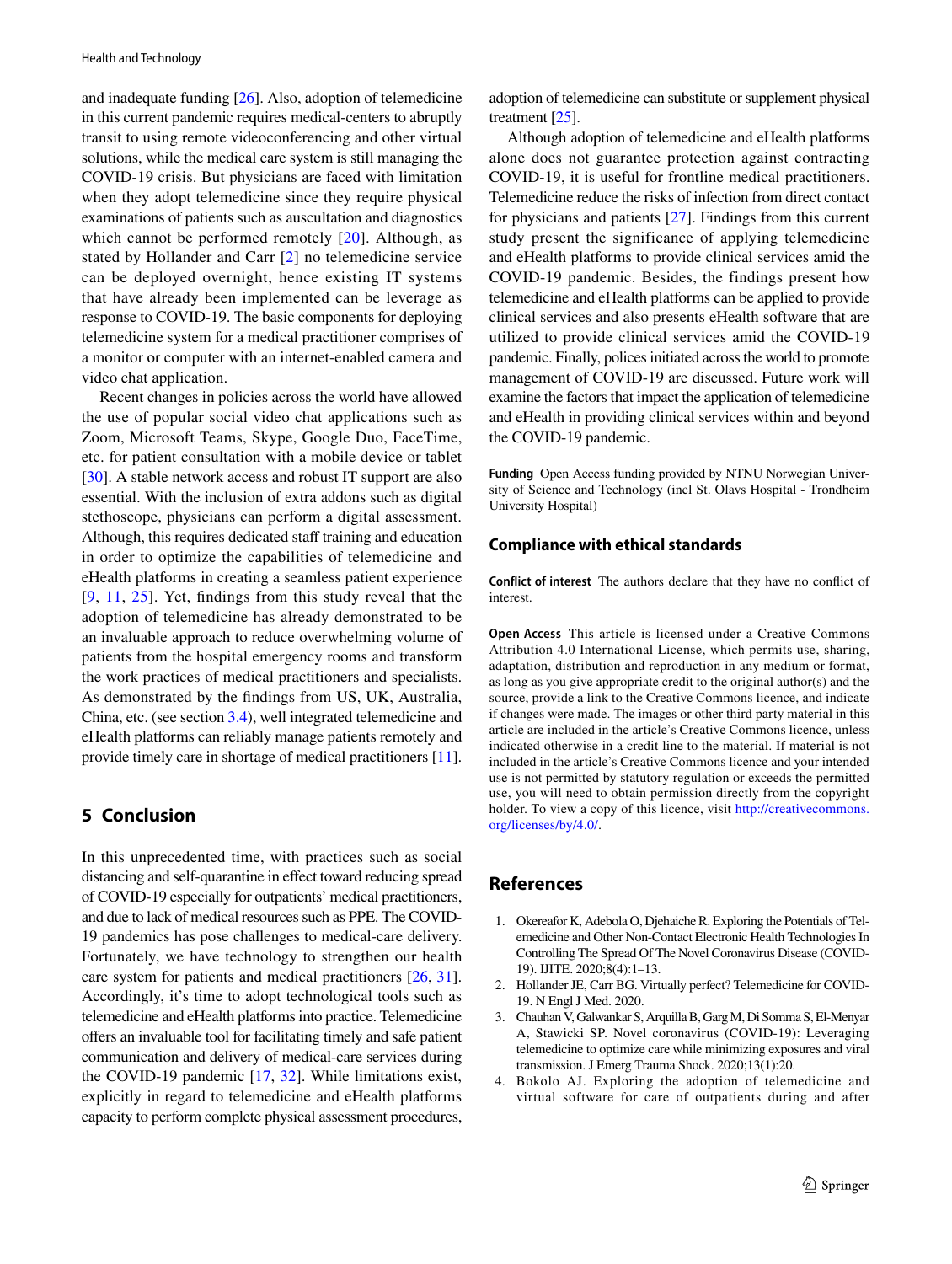and inadequate funding [26]. Also, adoption of telemedicine in this current pandemic requires medical-centers to abruptly transit to using remote videoconferencing and other virtual solutions, while the medical care system is still managing the COVID-19 crisis. But physicians are faced with limitation when they adopt telemedicine since they require physical examinations of patients such as auscultation and diagnostics which cannot be performed remotely [20]. Although, as stated by Hollander and Carr [2] no telemedicine service can be deployed overnight, hence existing IT systems that have already been implemented can be leverage as response to COVID-19. The basic components for deploying telemedicine system for a medical practitioner comprises of a monitor or computer with an internet-enabled camera and video chat application.

Recent changes in policies across the world have allowed the use of popular social video chat applications such as Zoom, Microsoft Teams, Skype, Google Duo, FaceTime, etc. for patient consultation with a mobile device or tablet [30]. A stable network access and robust IT support are also essential. With the inclusion of extra addons such as digital stethoscope, physicians can perform a digital assessment. Although, this requires dedicated staff training and education in order to optimize the capabilities of telemedicine and eHealth platforms in creating a seamless patient experience [9, 11, 25]. Yet, findings from this study reveal that the adoption of telemedicine has already demonstrated to be an invaluable approach to reduce overwhelming volume of patients from the hospital emergency rooms and transform the work practices of medical practitioners and specialists. As demonstrated by the findings from US, UK, Australia, China, etc. (see section 3.4), well integrated telemedicine and eHealth platforms can reliably manage patients remotely and provide timely care in shortage of medical practitioners [11].

## 5 Conclusion

In this unprecedented time, with practices such as social distancing and self-quarantine in effect toward reducing spread of COVID-19 especially for outpatients' medical practitioners, and due to lack of medical resources such as PPE. The COVID-19 pandemics has pose challenges to medical-care delivery. Fortunately, we have technology to strengthen our health care system for patients and medical practitioners [26, 31]. Accordingly, it's time to adopt technological tools such as telemedicine and eHealth platforms into practice. Telemedicine offers an invaluable tool for facilitating timely and safe patient communication and delivery of medical-care services during the COVID-19 pandemic [17, 32]. While limitations exist, explicitly in regard to telemedicine and eHealth platforms capacity to perform complete physical assessment procedures, adoption of telemedicine can substitute or supplement physical treatment [25].

Although adoption of telemedicine and eHealth platforms alone does not guarantee protection against contracting COVID-19, it is useful for frontline medical practitioners. Telemedicine reduce the risks of infection from direct contact for physicians and patients [27]. Findings from this current study present the significance of applying telemedicine and eHealth platforms to provide clinical services amid the COVID-19 pandemic. Besides, the findings present how telemedicine and eHealth platforms can be applied to provide clinical services and also presents eHealth software that are utilized to provide clinical services amid the COVID-19 pandemic. Finally, polices initiated across the world to promote management of COVID-19 are discussed. Future work will examine the factors that impact the application of telemedicine and eHealth in providing clinical services within and beyond the COVID-19 pandemic.

**Funding** Open Access funding provided by NTNU Norwegian University of Science and Technology (incl St. Olavs Hospital - Trondheim University Hospital)

## Compliance with ethical standards

**Conflict of interest** The authors declare that they have no conflict of interest.

**Open Access** This article is licensed under a Creative Commons Attribution 4.0 International License, which permits use, sharing, adaptation, distribution and reproduction in any medium or format, as long as you give appropriate credit to the original author(s) and the source, provide a link to the Creative Commons licence, and indicate if changes were made. The images or other third party material in this article are included in the article's Creative Commons licence, unless indicated otherwise in a credit line to the material. If material is not included in the article's Creative Commons licence and your intended use is not permitted by statutory regulation or exceeds the permitted use, you will need to obtain permission directly from the copyright holder. To view a copy of this licence, visit http://creativecommons.org/licenses/by/4.0/.

## References

1. Okereafor K, Adebola O, Djehaiche R. Exploring the Potentials of Telemedicine and Other Non-Contact Electronic Health Technologies In Controlling The Spread Of The Novel Coronavirus Disease (COVID-19). IJITE. 2020;8(4):1–13.
2. Hollander JE, Carr BG. Virtually perfect? Telemedicine for COVID-19. N Engl J Med. 2020.
3. Chauhan V, Galwankar S, Arquilla B, Garg M, Di Somma S, El-Menyar A, Stawicki SP. Novel coronavirus (COVID-19): Leveraging telemedicine to optimize care while minimizing exposures and viral transmission. J Emerg Trauma Shock. 2020;13(1):20.
4. Bokolo AJ. Exploring the adoption of telemedicine and virtual software for care of outpatients during and after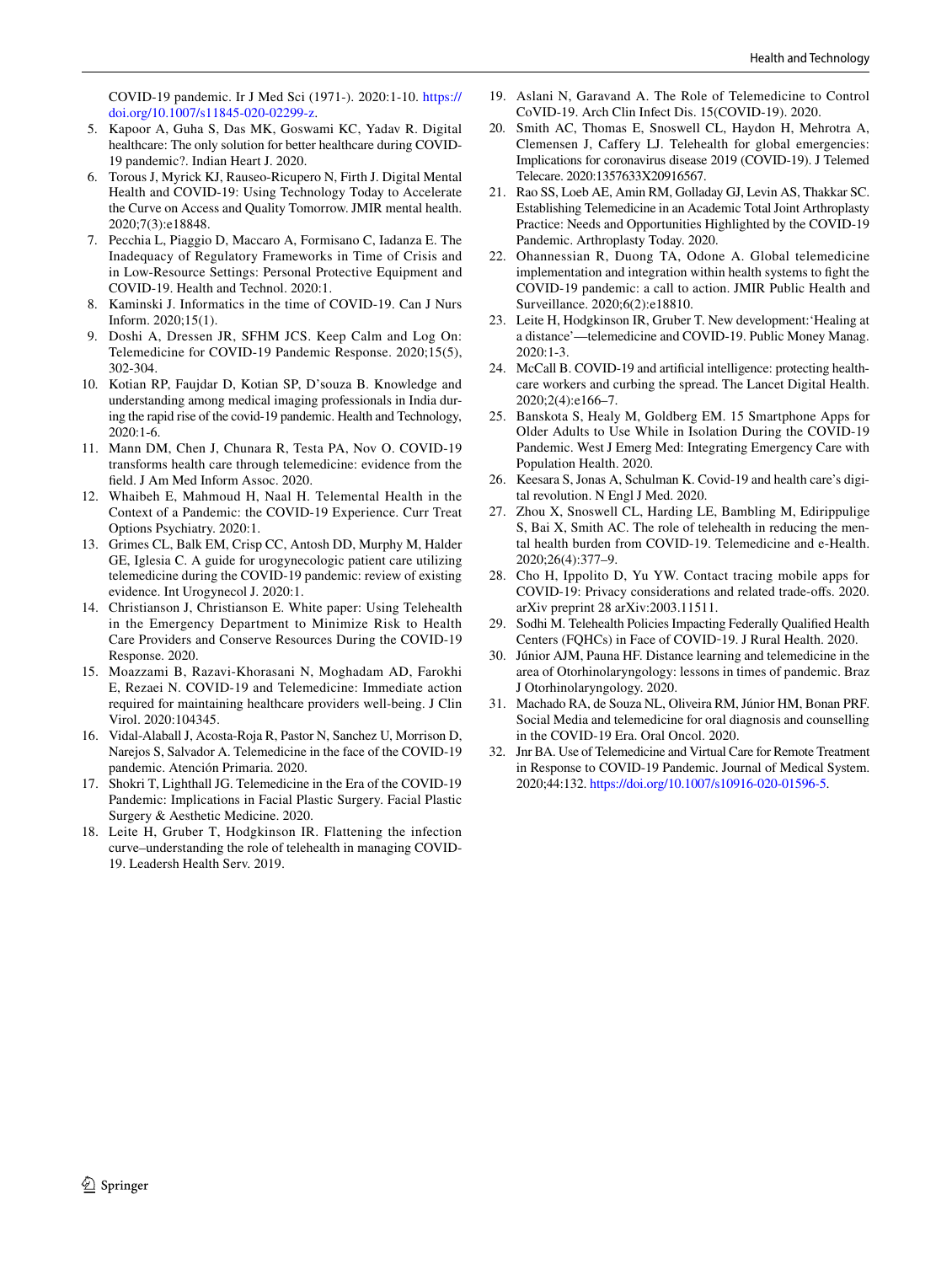COVID-19 pandemic. Ir J Med Sci (1971-). 2020:1-10. https://doi.org/10.1007/s11845-020-02299-z.

5. Kapoor A, Guha S, Das MK, Goswami KC, Yadav R. Digital healthcare: The only solution for better healthcare during COVID-19 pandemic?. Indian Heart J. 2020.
6. Torous J, Myrick KJ, Rauseo-Ricupero N, Firth J. Digital Mental Health and COVID-19: Using Technology Today to Accelerate the Curve on Access and Quality Tomorrow. JMIR mental health. 2020;7(3):e18848.
7. Pecchia L, Piaggio D, Maccaro A, Formisano C, Iadanza E. The Inadequacy of Regulatory Frameworks in Time of Crisis and in Low-Resource Settings: Personal Protective Equipment and COVID-19. Health and Technol. 2020:1.
8. Kaminski J. Informatics in the time of COVID-19. Can J Nurs Inform. 2020;15(1).
9. Doshi A, Dressen JR, SFHM JCS. Keep Calm and Log On: Telemedicine for COVID-19 Pandemic Response. 2020;15(5), 302-304.
10. Kotian RP, Faujdar D, Kotian SP, D'souza B. Knowledge and understanding among medical imaging professionals in India during the rapid rise of the covid-19 pandemic. Health and Technology, 2020:1-6.
11. Mann DM, Chen J, Chunara R, Testa PA, Nov O. COVID-19 transforms health care through telemedicine: evidence from the field. J Am Med Inform Assoc. 2020.
12. Whaibeh E, Mahmoud H, Naal H. Telemental Health in the Context of a Pandemic: the COVID-19 Experience. Curr Treat Options Psychiatry. 2020:1.
13. Grimes CL, Balk EM, Crisp CC, Antosh DD, Murphy M, Halder GE, Iglesia C. A guide for urogynecologic patient care utilizing telemedicine during the COVID-19 pandemic: review of existing evidence. Int Urogynecol J. 2020:1.
14. Christianson J, Christianson E. White paper: Using Telehealth in the Emergency Department to Minimize Risk to Health Care Providers and Conserve Resources During the COVID-19 Response. 2020.
15. Moazzami B, Razavi-Khorasani N, Moghadam AD, Farokhi E, Rezaei N. COVID-19 and Telemedicine: Immediate action required for maintaining healthcare providers well-being. J Clin Virol. 2020:104345.
16. Vidal-Alaball J, Acosta-Roja R, Pastor N, Sanchez U, Morrison D, Narejos S, Salvador A. Telemedicine in the face of the COVID-19 pandemic. Atención Primaria. 2020.
17. Shokri T, Lighthall JG. Telemedicine in the Era of the COVID-19 Pandemic: Implications in Facial Plastic Surgery. Facial Plastic Surgery & Aesthetic Medicine. 2020.
18. Leite H, Gruber T, Hodgkinson IR. Flattening the infection curve–understanding the role of telehealth in managing COVID-19. Leadersh Health Serv. 2019.
19. Aslani N, Garavand A. The Role of Telemedicine to Control CoVID-19. Arch Clin Infect Dis. 15(COVID-19). 2020.
20. Smith AC, Thomas E, Snoswell CL, Haydon H, Mehrotra A, Clemensen J, Caffery LJ. Telehealth for global emergencies: Implications for coronavirus disease 2019 (COVID-19). J Telemed Telecare. 2020:1357633X20916567.
21. Rao SS, Loeb AE, Amin RM, Golladay GJ, Levin AS, Thakkar SC. Establishing Telemedicine in an Academic Total Joint Arthroplasty Practice: Needs and Opportunities Highlighted by the COVID-19 Pandemic. Arthroplasty Today. 2020.
22. Ohannessian R, Duong TA, Odone A. Global telemedicine implementation and integration within health systems to fight the COVID-19 pandemic: a call to action. JMIR Public Health and Surveillance. 2020;6(2):e18810.
23. Leite H, Hodgkinson IR, Gruber T. New development:'Healing at a distance'—telemedicine and COVID-19. Public Money Manag. 2020:1-3.
24. McCall B. COVID-19 and artificial intelligence: protecting healthcare workers and curbing the spread. The Lancet Digital Health. 2020;2(4):e166–7.
25. Banskota S, Healy M, Goldberg EM. 15 Smartphone Apps for Older Adults to Use While in Isolation During the COVID-19 Pandemic. West J Emerg Med: Integrating Emergency Care with Population Health. 2020.
26. Keesara S, Jonas A, Schulman K. Covid-19 and health care's digital revolution. N Engl J Med. 2020.
27. Zhou X, Snoswell CL, Harding LE, Bambling M, Edirippulige S, Bai X, Smith AC. The role of telehealth in reducing the mental health burden from COVID-19. Telemedicine and e-Health. 2020;26(4):377–9.
28. Cho H, Ippolito D, Yu YW. Contact tracing mobile apps for COVID-19: Privacy considerations and related trade-offs. 2020. arXiv preprint 28 arXiv:2003.11511.
29. Sodhi M. Telehealth Policies Impacting Federally Qualified Health Centers (FQHCs) in Face of COVID-19. J Rural Health. 2020.
30. Júnior AJM, Pauna HF. Distance learning and telemedicine in the area of Otorhinolaryngology: lessons in times of pandemic. Braz J Otorhinolaryngology. 2020.
31. Machado RA, de Souza NL, Oliveira RM, Júnior HM, Bonan PRF. Social Media and telemedicine for oral diagnosis and counselling in the COVID-19 Era. Oral Oncol. 2020.
32. Jnr BA. Use of Telemedicine and Virtual Care for Remote Treatment in Response to COVID-19 Pandemic. Journal of Medical System. 2020;44:132. https://doi.org/10.1007/s10916-020-01596-5.